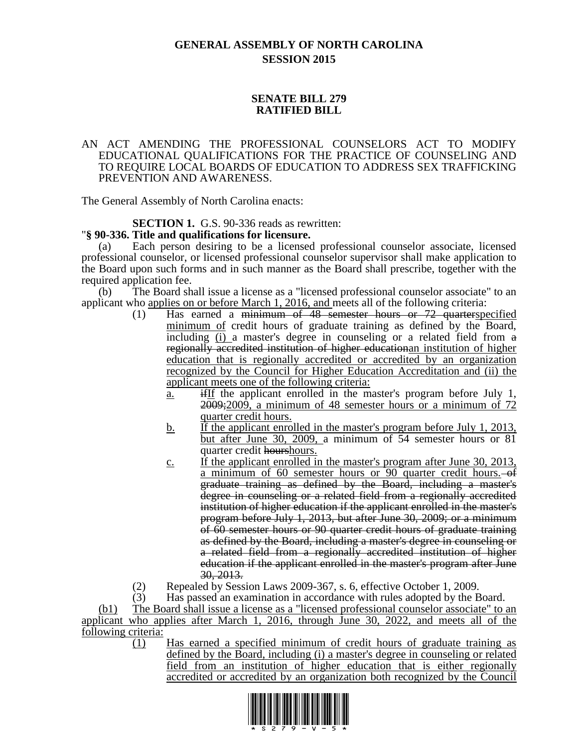# GENERAL ASSEMBLY OF NORTH CAROLINA
## SESSION 2015

## SENATE BILL 279
## RATIFIED BILL

AN ACT AMENDING THE PROFESSIONAL COUNSELORS ACT TO MODIFY EDUCATIONAL QUALIFICATIONS FOR THE PRACTICE OF COUNSELING AND TO REQUIRE LOCAL BOARDS OF EDUCATION TO ADDRESS SEX TRAFFICKING PREVENTION AND AWARENESS.

The General Assembly of North Carolina enacts:

**SECTION 1.** G.S. 90-336 reads as rewritten:

"**§ 90-336. Title and qualifications for licensure.**

(a) Each person desiring to be a licensed professional counselor associate, licensed professional counselor, or licensed professional counselor supervisor shall make application to the Board upon such forms and in such manner as the Board shall prescribe, together with the required application fee.

(b) The Board shall issue a license as a "licensed professional counselor associate" to an applicant who applies on or before March 1, 2016, and meets all of the following criteria:

(1) Has earned a ~~minimum of 48 semester hours or 72 quarter~~specified minimum of credit hours of graduate training as defined by the Board, including (i) a master's degree in counseling or a related field from ~~a regionally accredited institution of higher education~~an institution of higher education that is regionally accredited or accredited by an organization recognized by the Council for Higher Education Accreditation and (ii) the applicant meets one of the following criteria:

a. ~~if~~If the applicant enrolled in the master's program before July 1, ~~2009;~~2009, a minimum of 48 semester hours or a minimum of 72 quarter credit hours.

b. If the applicant enrolled in the master's program before July 1, 2013, but after June 30, 2009, a minimum of 54 semester hours or 81 quarter credit ~~hours~~hours.

c. If the applicant enrolled in the master's program after June 30, 2013, a minimum of 60 semester hours or 90 quarter credit hours. ~~of graduate training as defined by the Board, including a master's degree in counseling or a related field from a regionally accredited institution of higher education if the applicant enrolled in the master's program before July 1, 2013, but after June 30, 2009; or a minimum of 60 semester hours or 90 quarter credit hours of graduate training as defined by the Board, including a master's degree in counseling or a related field from a regionally accredited institution of higher education if the applicant enrolled in the master's program after June 30, 2013.~~

(2) Repealed by Session Laws 2009-367, s. 6, effective October 1, 2009.

(3) Has passed an examination in accordance with rules adopted by the Board.

(b1) The Board shall issue a license as a "licensed professional counselor associate" to an applicant who applies after March 1, 2016, through June 30, 2022, and meets all of the following criteria:

(1) Has earned a specified minimum of credit hours of graduate training as defined by the Board, including (i) a master's degree in counseling or related field from an institution of higher education that is either regionally accredited or accredited by an organization both recognized by the Council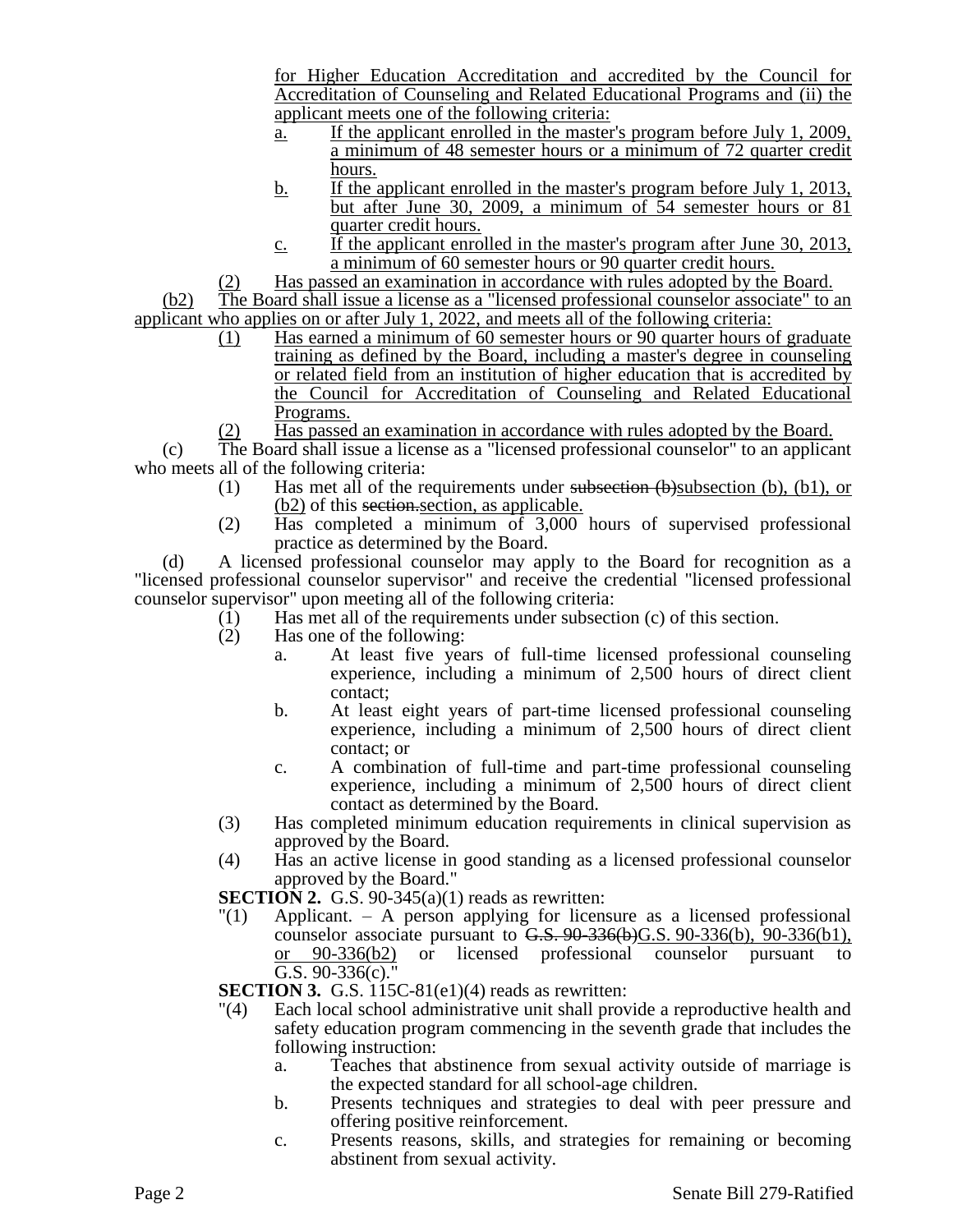for Higher Education Accreditation and accredited by the Council for Accreditation of Counseling and Related Educational Programs and (ii) the applicant meets one of the following criteria:

a. If the applicant enrolled in the master's program before July 1, 2009, a minimum of 48 semester hours or a minimum of 72 quarter credit hours.

b. If the applicant enrolled in the master's program before July 1, 2013, but after June 30, 2009, a minimum of 54 semester hours or 81 quarter credit hours.

c. If the applicant enrolled in the master's program after June 30, 2013, a minimum of 60 semester hours or 90 quarter credit hours.

(2) Has passed an examination in accordance with rules adopted by the Board.

(b2) The Board shall issue a license as a "licensed professional counselor associate" to an applicant who applies on or after July 1, 2022, and meets all of the following criteria:

(1) Has earned a minimum of 60 semester hours or 90 quarter hours of graduate training as defined by the Board, including a master's degree in counseling or related field from an institution of higher education that is accredited by the Council for Accreditation of Counseling and Related Educational Programs.

(2) Has passed an examination in accordance with rules adopted by the Board.

(c) The Board shall issue a license as a "licensed professional counselor" to an applicant who meets all of the following criteria:

(1) Has met all of the requirements under ~~subsection (b)~~subsection (b), (b1), or (b2) of this ~~section.~~section, as applicable.

(2) Has completed a minimum of 3,000 hours of supervised professional practice as determined by the Board.

(d) A licensed professional counselor may apply to the Board for recognition as a "licensed professional counselor supervisor" and receive the credential "licensed professional counselor supervisor" upon meeting all of the following criteria:

(1) Has met all of the requirements under subsection (c) of this section.

(2) Has one of the following:

a. At least five years of full-time licensed professional counseling experience, including a minimum of 2,500 hours of direct client contact;

b. At least eight years of part-time licensed professional counseling experience, including a minimum of 2,500 hours of direct client contact; or

c. A combination of full-time and part-time professional counseling experience, including a minimum of 2,500 hours of direct client contact as determined by the Board.

(3) Has completed minimum education requirements in clinical supervision as approved by the Board.

(4) Has an active license in good standing as a licensed professional counselor approved by the Board."

**SECTION 2.** G.S. 90-345(a)(1) reads as rewritten:

"(1) Applicant. – A person applying for licensure as a licensed professional counselor associate pursuant to ~~G.S. 90-336(b)~~G.S. 90-336(b), 90-336(b1), or 90-336(b2) or licensed professional counselor pursuant to G.S. 90-336(c)."

**SECTION 3.** G.S. 115C-81(e1)(4) reads as rewritten:

"(4) Each local school administrative unit shall provide a reproductive health and safety education program commencing in the seventh grade that includes the following instruction:

a. Teaches that abstinence from sexual activity outside of marriage is the expected standard for all school-age children.

b. Presents techniques and strategies to deal with peer pressure and offering positive reinforcement.

c. Presents reasons, skills, and strategies for remaining or becoming abstinent from sexual activity.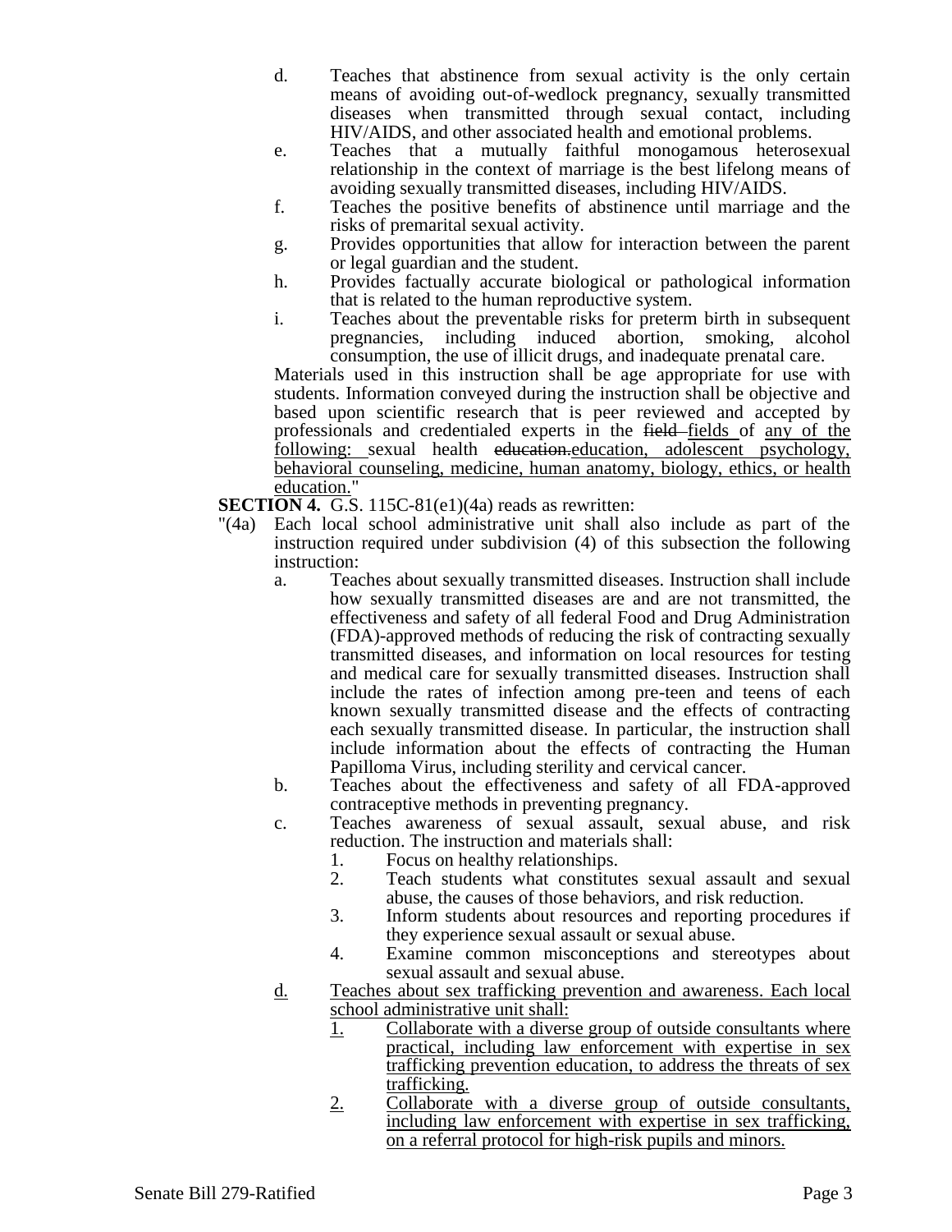d. Teaches that abstinence from sexual activity is the only certain means of avoiding out-of-wedlock pregnancy, sexually transmitted diseases when transmitted through sexual contact, including HIV/AIDS, and other associated health and emotional problems.

e. Teaches that a mutually faithful monogamous heterosexual relationship in the context of marriage is the best lifelong means of avoiding sexually transmitted diseases, including HIV/AIDS.

f. Teaches the positive benefits of abstinence until marriage and the risks of premarital sexual activity.

g. Provides opportunities that allow for interaction between the parent or legal guardian and the student.

h. Provides factually accurate biological or pathological information that is related to the human reproductive system.

i. Teaches about the preventable risks for preterm birth in subsequent pregnancies, including induced abortion, smoking, alcohol consumption, the use of illicit drugs, and inadequate prenatal care.

Materials used in this instruction shall be age appropriate for use with students. Information conveyed during the instruction shall be objective and based upon scientific research that is peer reviewed and accepted by professionals and credentialed experts in the ~~field~~ <u>fields</u> of <u>any of the following:</u> sexual health ~~education.~~<u>education, adolescent psychology, behavioral counseling, medicine, human anatomy, biology, ethics, or health education.</u>"

**SECTION 4.** G.S. 115C-81(e1)(4a) reads as rewritten:

"(4a) Each local school administrative unit shall also include as part of the instruction required under subdivision (4) of this subsection the following instruction:

a. Teaches about sexually transmitted diseases. Instruction shall include how sexually transmitted diseases are and are not transmitted, the effectiveness and safety of all federal Food and Drug Administration (FDA)-approved methods of reducing the risk of contracting sexually transmitted diseases, and information on local resources for testing and medical care for sexually transmitted diseases. Instruction shall include the rates of infection among pre-teen and teens of each known sexually transmitted disease and the effects of contracting each sexually transmitted disease. In particular, the instruction shall include information about the effects of contracting the Human Papilloma Virus, including sterility and cervical cancer.

b. Teaches about the effectiveness and safety of all FDA-approved contraceptive methods in preventing pregnancy.

c. Teaches awareness of sexual assault, sexual abuse, and risk reduction. The instruction and materials shall:

1. Focus on healthy relationships.
2. Teach students what constitutes sexual assault and sexual abuse, the causes of those behaviors, and risk reduction.
3. Inform students about resources and reporting procedures if they experience sexual assault or sexual abuse.
4. Examine common misconceptions and stereotypes about sexual assault and sexual abuse.

<u>d.</u> <u>Teaches about sex trafficking prevention and awareness. Each local school administrative unit shall:</u>

<u>1.</u> <u>Collaborate with a diverse group of outside consultants where practical, including law enforcement with expertise in sex trafficking prevention education, to address the threats of sex trafficking.</u>

<u>2.</u> <u>Collaborate with a diverse group of outside consultants, including law enforcement with expertise in sex trafficking, on a referral protocol for high-risk pupils and minors.</u>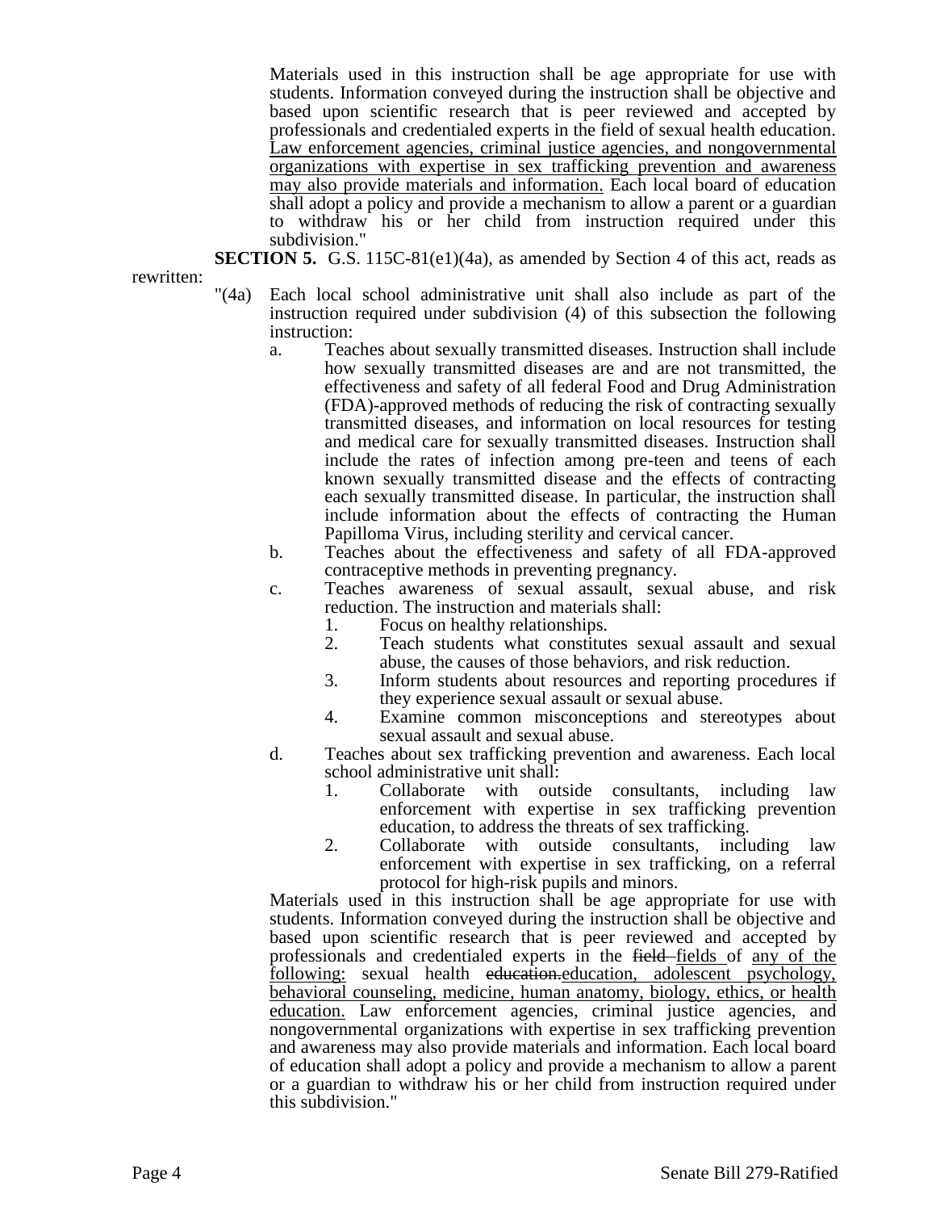Materials used in this instruction shall be age appropriate for use with students. Information conveyed during the instruction shall be objective and based upon scientific research that is peer reviewed and accepted by professionals and credentialed experts in the field of sexual health education. <u>Law enforcement agencies, criminal justice agencies, and nongovernmental organizations with expertise in sex trafficking prevention and awareness may also provide materials and information.</u> Each local board of education shall adopt a policy and provide a mechanism to allow a parent or a guardian to withdraw his or her child from instruction required under this subdivision."

**SECTION 5.** G.S. 115C-81(e1)(4a), as amended by Section 4 of this act, reads as rewritten:

"(4a) Each local school administrative unit shall also include as part of the instruction required under subdivision (4) of this subsection the following instruction:

a. Teaches about sexually transmitted diseases. Instruction shall include how sexually transmitted diseases are and are not transmitted, the effectiveness and safety of all federal Food and Drug Administration (FDA)-approved methods of reducing the risk of contracting sexually transmitted diseases, and information on local resources for testing and medical care for sexually transmitted diseases. Instruction shall include the rates of infection among pre-teen and teens of each known sexually transmitted disease and the effects of contracting each sexually transmitted disease. In particular, the instruction shall include information about the effects of contracting the Human Papilloma Virus, including sterility and cervical cancer.

b. Teaches about the effectiveness and safety of all FDA-approved contraceptive methods in preventing pregnancy.

c. Teaches awareness of sexual assault, sexual abuse, and risk reduction. The instruction and materials shall:

1. Focus on healthy relationships.
2. Teach students what constitutes sexual assault and sexual abuse, the causes of those behaviors, and risk reduction.
3. Inform students about resources and reporting procedures if they experience sexual assault or sexual abuse.
4. Examine common misconceptions and stereotypes about sexual assault and sexual abuse.

d. Teaches about sex trafficking prevention and awareness. Each local school administrative unit shall:

1. Collaborate with outside consultants, including law enforcement with expertise in sex trafficking prevention education, to address the threats of sex trafficking.
2. Collaborate with outside consultants, including law enforcement with expertise in sex trafficking, on a referral protocol for high-risk pupils and minors.

Materials used in this instruction shall be age appropriate for use with students. Information conveyed during the instruction shall be objective and based upon scientific research that is peer reviewed and accepted by professionals and credentialed experts in the ~~field~~ <u>fields</u> of <u>any of the following:</u> sexual health ~~education.~~<u>education, adolescent psychology, behavioral counseling, medicine, human anatomy, biology, ethics, or health education.</u> Law enforcement agencies, criminal justice agencies, and nongovernmental organizations with expertise in sex trafficking prevention and awareness may also provide materials and information. Each local board of education shall adopt a policy and provide a mechanism to allow a parent or a guardian to withdraw his or her child from instruction required under this subdivision."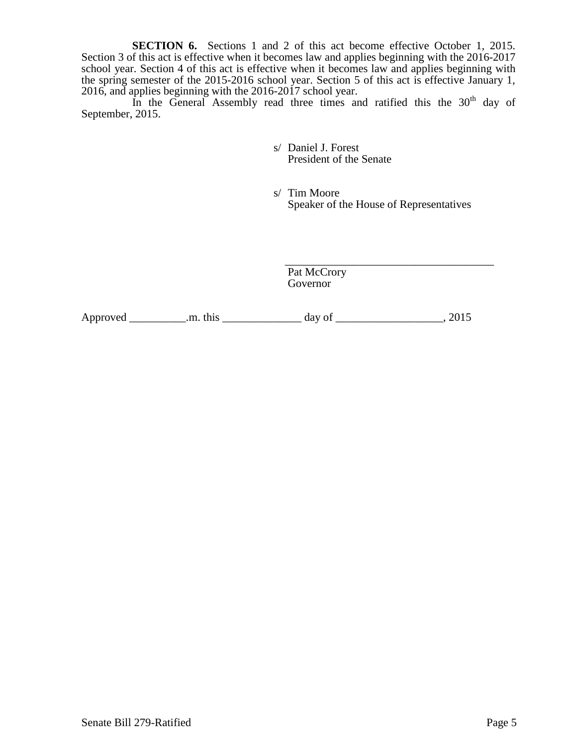**SECTION 6.** Sections 1 and 2 of this act become effective October 1, 2015. Section 3 of this act is effective when it becomes law and applies beginning with the 2016-2017 school year. Section 4 of this act is effective when it becomes law and applies beginning with the spring semester of the 2015-2016 school year. Section 5 of this act is effective January 1, 2016, and applies beginning with the 2016-2017 school year.

In the General Assembly read three times and ratified this the 30th day of September, 2015.

s/ Daniel J. Forest
President of the Senate

s/ Tim Moore
Speaker of the House of Representatives

_____________________________________
Pat McCrory
Governor

Approved __________.m. this ______________ day of ___________________, 2015